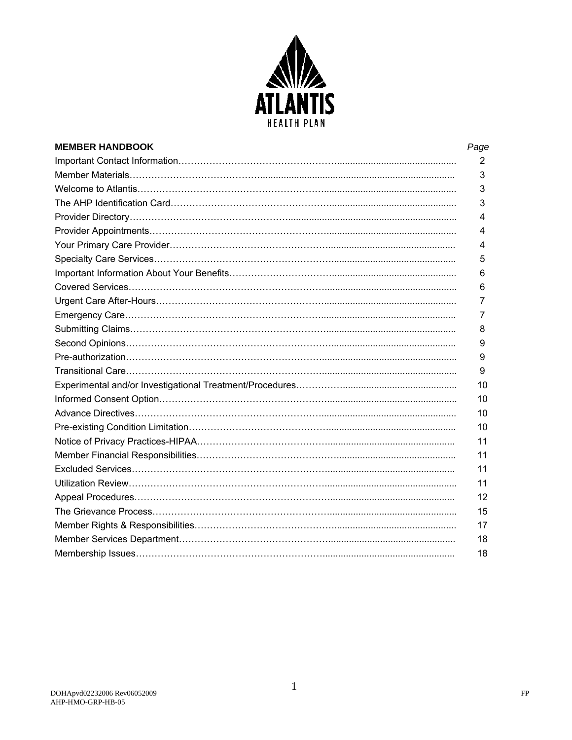# ATLANTIS HEALTH PLAN

| MEMBER HANDBOOK | Page |
|---|---|
| Important Contact Information | 2 |
| Member Materials | 3 |
| Welcome to Atlantis | 3 |
| The AHP Identification Card | 3 |
| Provider Directory | 4 |
| Provider Appointments | 4 |
| Your Primary Care Provider | 4 |
| Specialty Care Services | 5 |
| Important Information About Your Benefits | 6 |
| Covered Services | 6 |
| Urgent Care After-Hours | 7 |
| Emergency Care | 7 |
| Submitting Claims | 8 |
| Second Opinions | 9 |
| Pre-authorization | 9 |
| Transitional Care | 9 |
| Experimental and/or Investigational Treatment/Procedures | 10 |
| Informed Consent Option | 10 |
| Advance Directives | 10 |
| Pre-existing Condition Limitation | 10 |
| Notice of Privacy Practices-HIPAA | 11 |
| Member Financial Responsibilities | 11 |
| Excluded Services | 11 |
| Utilization Review | 11 |
| Appeal Procedures | 12 |
| The Grievance Process | 15 |
| Member Rights & Responsibilities | 17 |
| Member Services Department | 18 |
| Membership Issues | 18 |

DOHApvd02232006 Rev06052009
AHP-HMO-GRP-HB-05

FP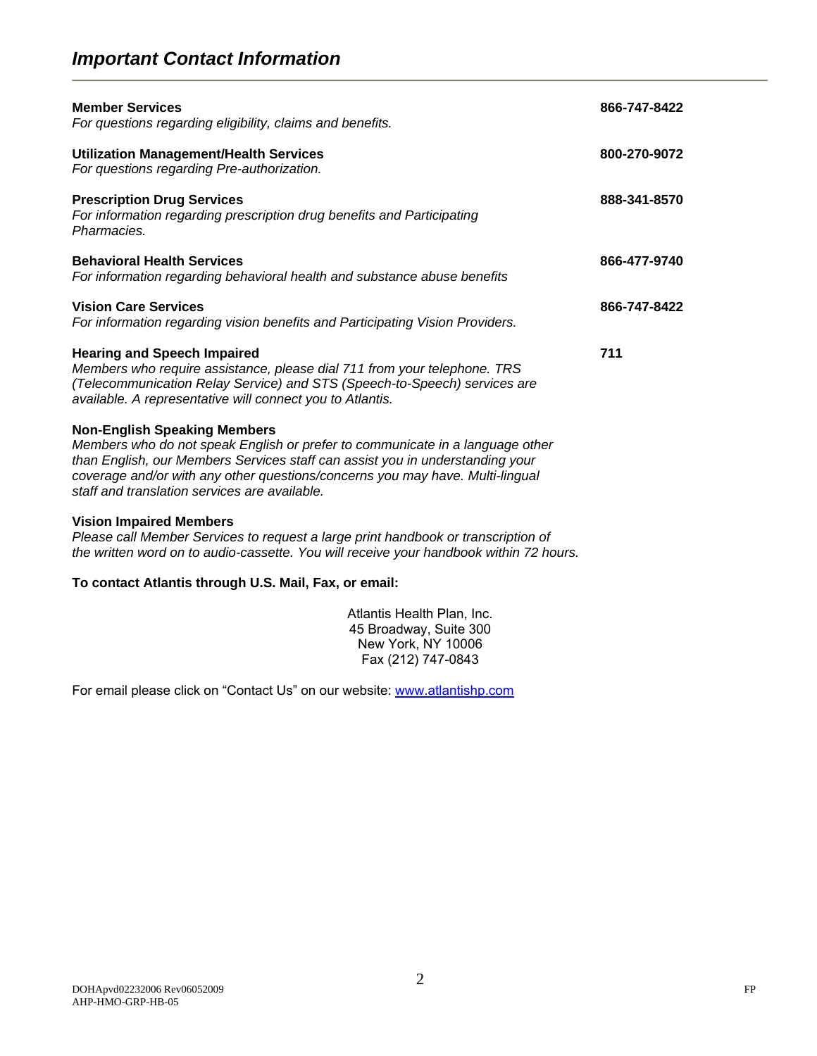## *Important Contact Information*

| | |
|---|---|
| **Member Services**<br>*For questions regarding eligibility, claims and benefits.* | **866-747-8422** |
| **Utilization Management/Health Services**<br>*For questions regarding Pre-authorization.* | **800-270-9072** |
| **Prescription Drug Services**<br>*For information regarding prescription drug benefits and Participating Pharmacies.* | **888-341-8570** |
| **Behavioral Health Services**<br>*For information regarding behavioral health and substance abuse benefits* | **866-477-9740** |
| **Vision Care Services**<br>*For information regarding vision benefits and Participating Vision Providers.* | **866-747-8422** |
| **Hearing and Speech Impaired**<br>*Members who require assistance, please dial 711 from your telephone. TRS (Telecommunication Relay Service) and STS (Speech-to-Speech) services are available. A representative will connect you to Atlantis.* | **711** |

**Non-English Speaking Members**
*Members who do not speak English or prefer to communicate in a language other than English, our Members Services staff can assist you in understanding your coverage and/or with any other questions/concerns you may have. Multi-lingual staff and translation services are available.*

**Vision Impaired Members**
*Please call Member Services to request a large print handbook or transcription of the written word on to audio-cassette. You will receive your handbook within 72 hours.*

**To contact Atlantis through U.S. Mail, Fax, or email:**

Atlantis Health Plan, Inc.
45 Broadway, Suite 300
New York, NY 10006
Fax (212) 747-0843

For email please click on "Contact Us" on our website: www.atlantishp.com

DOHApvd02232006 Rev06052009
AHP-HMO-GRP-HB-05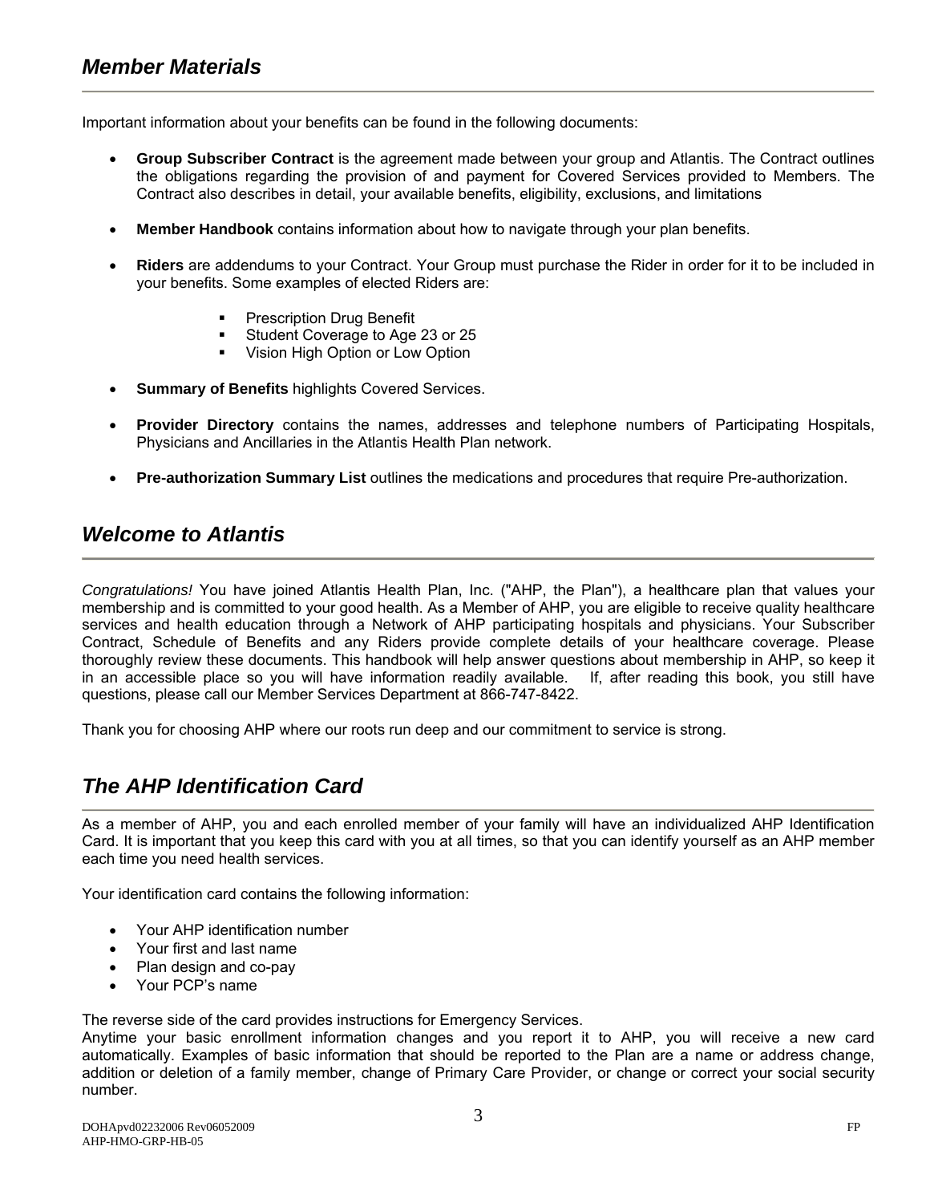## *Member Materials*

Important information about your benefits can be found in the following documents:

- **Group Subscriber Contract** is the agreement made between your group and Atlantis. The Contract outlines the obligations regarding the provision of and payment for Covered Services provided to Members. The Contract also describes in detail, your available benefits, eligibility, exclusions, and limitations

- **Member Handbook** contains information about how to navigate through your plan benefits.

- **Riders** are addendums to your Contract. Your Group must purchase the Rider in order for it to be included in your benefits. Some examples of elected Riders are:

    - Prescription Drug Benefit
    - Student Coverage to Age 23 or 25
    - Vision High Option or Low Option

- **Summary of Benefits** highlights Covered Services.

- **Provider Directory** contains the names, addresses and telephone numbers of Participating Hospitals, Physicians and Ancillaries in the Atlantis Health Plan network.

- **Pre-authorization Summary List** outlines the medications and procedures that require Pre-authorization.

## *Welcome to Atlantis*

*Congratulations!* You have joined Atlantis Health Plan, Inc. ("AHP, the Plan"), a healthcare plan that values your membership and is committed to your good health. As a Member of AHP, you are eligible to receive quality healthcare services and health education through a Network of AHP participating hospitals and physicians. Your Subscriber Contract, Schedule of Benefits and any Riders provide complete details of your healthcare coverage. Please thoroughly review these documents. This handbook will help answer questions about membership in AHP, so keep it in an accessible place so you will have information readily available. If, after reading this book, you still have questions, please call our Member Services Department at 866-747-8422.

Thank you for choosing AHP where our roots run deep and our commitment to service is strong.

## *The AHP Identification Card*

As a member of AHP, you and each enrolled member of your family will have an individualized AHP Identification Card. It is important that you keep this card with you at all times, so that you can identify yourself as an AHP member each time you need health services.

Your identification card contains the following information:

- Your AHP identification number
- Your first and last name
- Plan design and co-pay
- Your PCP's name

The reverse side of the card provides instructions for Emergency Services.
Anytime your basic enrollment information changes and you report it to AHP, you will receive a new card automatically. Examples of basic information that should be reported to the Plan are a name or address change, addition or deletion of a family member, change of Primary Care Provider, or change or correct your social security number.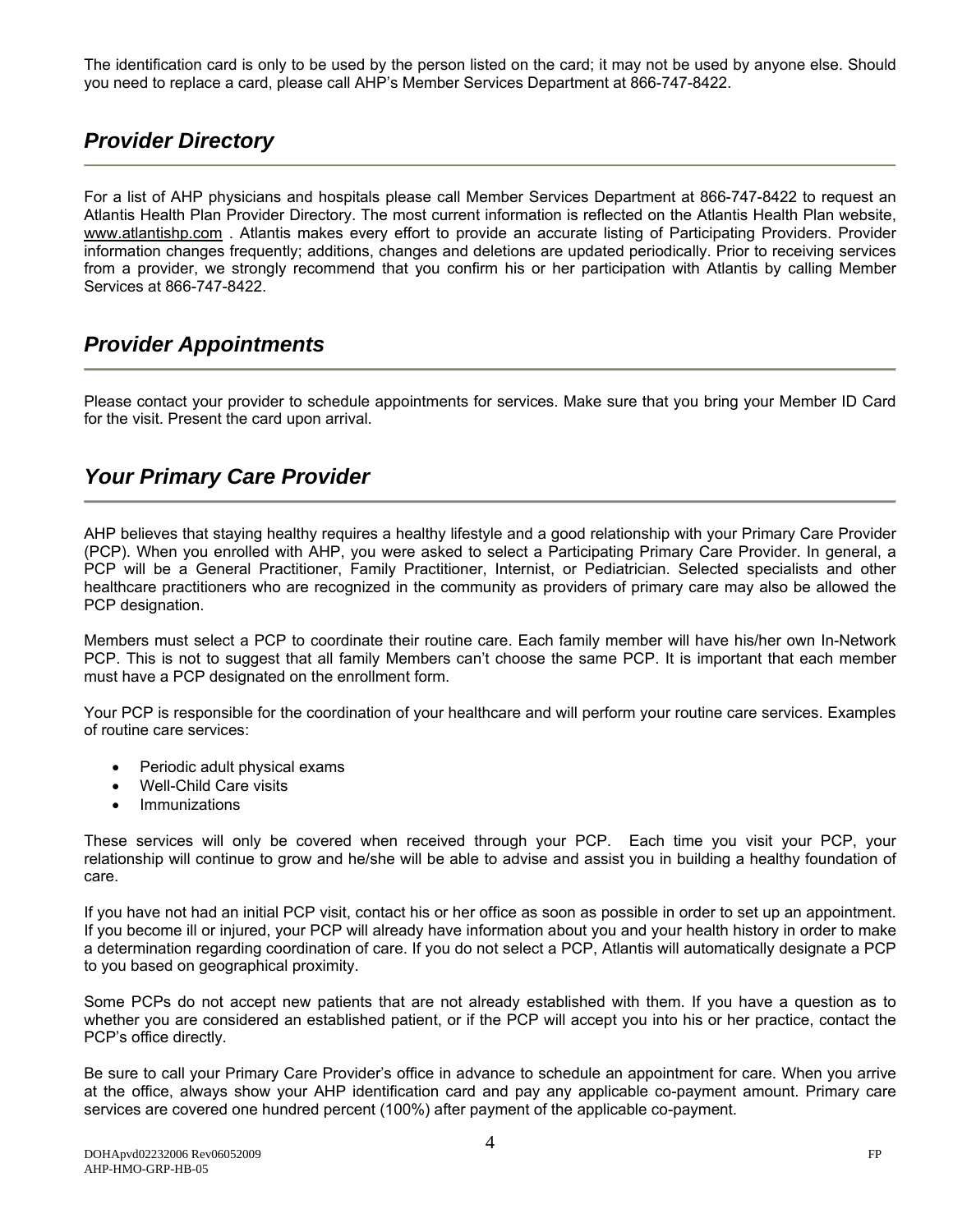The identification card is only to be used by the person listed on the card; it may not be used by anyone else. Should you need to replace a card, please call AHP's Member Services Department at 866-747-8422.

## *Provider Directory*

For a list of AHP physicians and hospitals please call Member Services Department at 866-747-8422 to request an Atlantis Health Plan Provider Directory. The most current information is reflected on the Atlantis Health Plan website, www.atlantishp.com . Atlantis makes every effort to provide an accurate listing of Participating Providers. Provider information changes frequently; additions, changes and deletions are updated periodically. Prior to receiving services from a provider, we strongly recommend that you confirm his or her participation with Atlantis by calling Member Services at 866-747-8422.

## *Provider Appointments*

Please contact your provider to schedule appointments for services. Make sure that you bring your Member ID Card for the visit. Present the card upon arrival.

## *Your Primary Care Provider*

AHP believes that staying healthy requires a healthy lifestyle and a good relationship with your Primary Care Provider (PCP). When you enrolled with AHP, you were asked to select a Participating Primary Care Provider. In general, a PCP will be a General Practitioner, Family Practitioner, Internist, or Pediatrician. Selected specialists and other healthcare practitioners who are recognized in the community as providers of primary care may also be allowed the PCP designation.

Members must select a PCP to coordinate their routine care. Each family member will have his/her own In-Network PCP. This is not to suggest that all family Members can't choose the same PCP. It is important that each member must have a PCP designated on the enrollment form.

Your PCP is responsible for the coordination of your healthcare and will perform your routine care services. Examples of routine care services:

- Periodic adult physical exams
- Well-Child Care visits
- Immunizations

These services will only be covered when received through your PCP. Each time you visit your PCP, your relationship will continue to grow and he/she will be able to advise and assist you in building a healthy foundation of care.

If you have not had an initial PCP visit, contact his or her office as soon as possible in order to set up an appointment. If you become ill or injured, your PCP will already have information about you and your health history in order to make a determination regarding coordination of care. If you do not select a PCP, Atlantis will automatically designate a PCP to you based on geographical proximity.

Some PCPs do not accept new patients that are not already established with them. If you have a question as to whether you are considered an established patient, or if the PCP will accept you into his or her practice, contact the PCP's office directly.

Be sure to call your Primary Care Provider's office in advance to schedule an appointment for care. When you arrive at the office, always show your AHP identification card and pay any applicable co-payment amount. Primary care services are covered one hundred percent (100%) after payment of the applicable co-payment.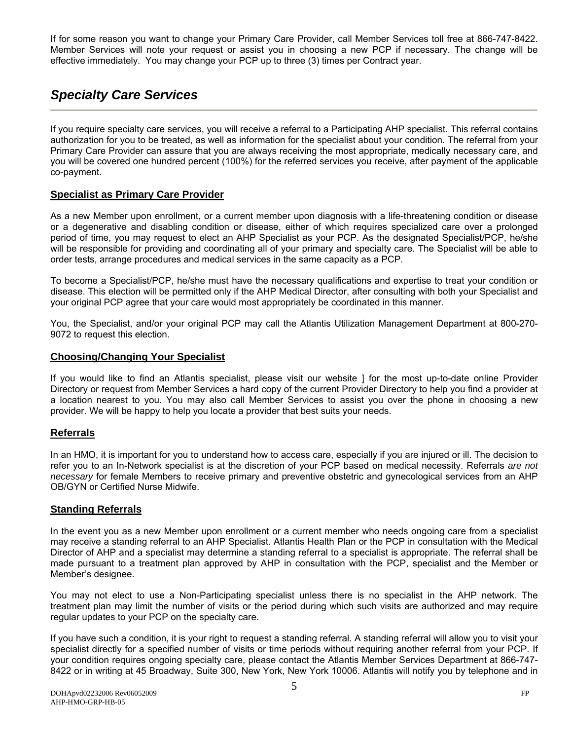If for some reason you want to change your Primary Care Provider, call Member Services toll free at 866-747-8422. Member Services will note your request or assist you in choosing a new PCP if necessary. The change will be effective immediately. You may change your PCP up to three (3) times per Contract year.

## *Specialty Care Services*

If you require specialty care services, you will receive a referral to a Participating AHP specialist. This referral contains authorization for you to be treated, as well as information for the specialist about your condition. The referral from your Primary Care Provider can assure that you are always receiving the most appropriate, medically necessary care, and you will be covered one hundred percent (100%) for the referred services you receive, after payment of the applicable co-payment.

### Specialist as Primary Care Provider

As a new Member upon enrollment, or a current member upon diagnosis with a life-threatening condition or disease or a degenerative and disabling condition or disease, either of which requires specialized care over a prolonged period of time, you may request to elect an AHP Specialist as your PCP. As the designated Specialist/PCP, he/she will be responsible for providing and coordinating all of your primary and specialty care. The Specialist will be able to order tests, arrange procedures and medical services in the same capacity as a PCP.

To become a Specialist/PCP, he/she must have the necessary qualifications and expertise to treat your condition or disease. This election will be permitted only if the AHP Medical Director, after consulting with both your Specialist and your original PCP agree that your care would most appropriately be coordinated in this manner.

You, the Specialist, and/or your original PCP may call the Atlantis Utilization Management Department at 800-270-9072 to request this election.

### Choosing/Changing Your Specialist

If you would like to find an Atlantis specialist, please visit our website ] for the most up-to-date online Provider Directory or request from Member Services a hard copy of the current Provider Directory to help you find a provider at a location nearest to you. You may also call Member Services to assist you over the phone in choosing a new provider. We will be happy to help you locate a provider that best suits your needs.

### Referrals

In an HMO, it is important for you to understand how to access care, especially if you are injured or ill. The decision to refer you to an In-Network specialist is at the discretion of your PCP based on medical necessity. Referrals *are not necessary* for female Members to receive primary and preventive obstetric and gynecological services from an AHP OB/GYN or Certified Nurse Midwife.

### Standing Referrals

In the event you as a new Member upon enrollment or a current member who needs ongoing care from a specialist may receive a standing referral to an AHP Specialist. Atlantis Health Plan or the PCP in consultation with the Medical Director of AHP and a specialist may determine a standing referral to a specialist is appropriate. The referral shall be made pursuant to a treatment plan approved by AHP in consultation with the PCP, specialist and the Member or Member's designee.

You may not elect to use a Non-Participating specialist unless there is no specialist in the AHP network. The treatment plan may limit the number of visits or the period during which such visits are authorized and may require regular updates to your PCP on the specialty care.

If you have such a condition, it is your right to request a standing referral. A standing referral will allow you to visit your specialist directly for a specified number of visits or time periods without requiring another referral from your PCP. If your condition requires ongoing specialty care, please contact the Atlantis Member Services Department at 866-747-8422 or in writing at 45 Broadway, Suite 300, New York, New York 10006. Atlantis will notify you by telephone and in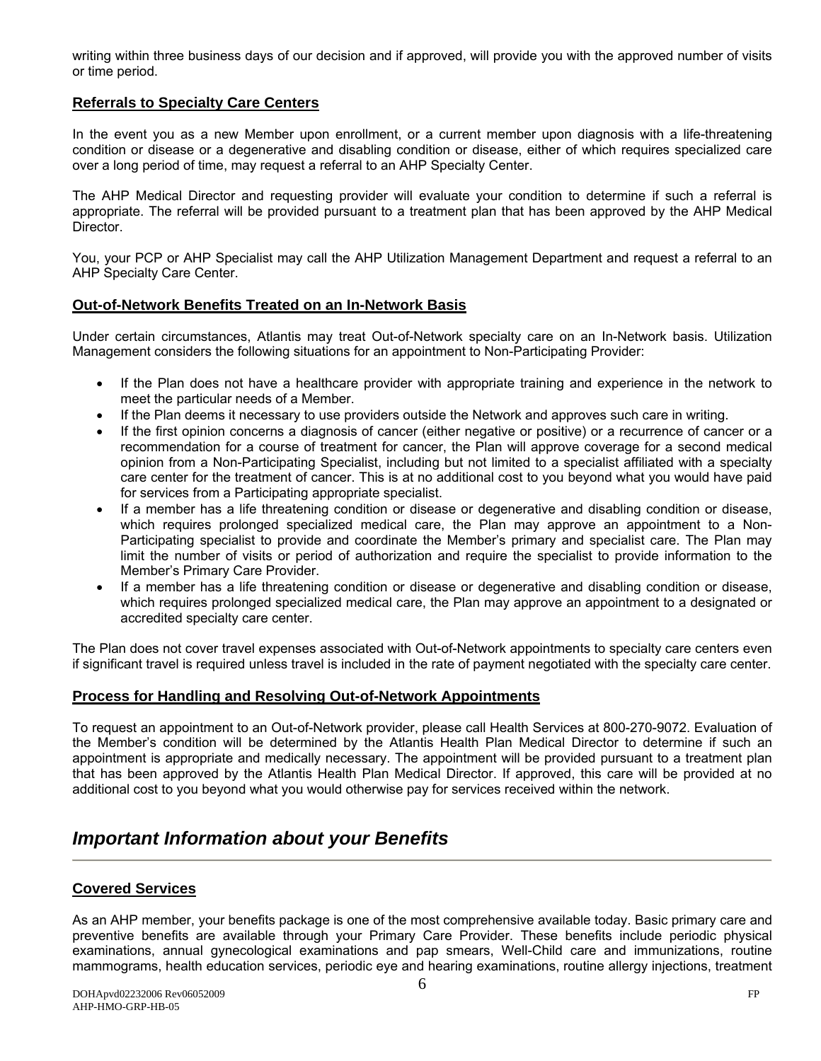writing within three business days of our decision and if approved, will provide you with the approved number of visits or time period.

### Referrals to Specialty Care Centers

In the event you as a new Member upon enrollment, or a current member upon diagnosis with a life-threatening condition or disease or a degenerative and disabling condition or disease, either of which requires specialized care over a long period of time, may request a referral to an AHP Specialty Center.

The AHP Medical Director and requesting provider will evaluate your condition to determine if such a referral is appropriate. The referral will be provided pursuant to a treatment plan that has been approved by the AHP Medical Director.

You, your PCP or AHP Specialist may call the AHP Utilization Management Department and request a referral to an AHP Specialty Care Center.

### Out-of-Network Benefits Treated on an In-Network Basis

Under certain circumstances, Atlantis may treat Out-of-Network specialty care on an In-Network basis. Utilization Management considers the following situations for an appointment to Non-Participating Provider:

- If the Plan does not have a healthcare provider with appropriate training and experience in the network to meet the particular needs of a Member.
- If the Plan deems it necessary to use providers outside the Network and approves such care in writing.
- If the first opinion concerns a diagnosis of cancer (either negative or positive) or a recurrence of cancer or a recommendation for a course of treatment for cancer, the Plan will approve coverage for a second medical opinion from a Non-Participating Specialist, including but not limited to a specialist affiliated with a specialty care center for the treatment of cancer. This is at no additional cost to you beyond what you would have paid for services from a Participating appropriate specialist.
- If a member has a life threatening condition or disease or degenerative and disabling condition or disease, which requires prolonged specialized medical care, the Plan may approve an appointment to a Non-Participating specialist to provide and coordinate the Member's primary and specialist care. The Plan may limit the number of visits or period of authorization and require the specialist to provide information to the Member's Primary Care Provider.
- If a member has a life threatening condition or disease or degenerative and disabling condition or disease, which requires prolonged specialized medical care, the Plan may approve an appointment to a designated or accredited specialty care center.

The Plan does not cover travel expenses associated with Out-of-Network appointments to specialty care centers even if significant travel is required unless travel is included in the rate of payment negotiated with the specialty care center.

### Process for Handling and Resolving Out-of-Network Appointments

To request an appointment to an Out-of-Network provider, please call Health Services at 800-270-9072. Evaluation of the Member's condition will be determined by the Atlantis Health Plan Medical Director to determine if such an appointment is appropriate and medically necessary. The appointment will be provided pursuant to a treatment plan that has been approved by the Atlantis Health Plan Medical Director. If approved, this care will be provided at no additional cost to you beyond what you would otherwise pay for services received within the network.

## *Important Information about your Benefits*

### Covered Services

As an AHP member, your benefits package is one of the most comprehensive available today. Basic primary care and preventive benefits are available through your Primary Care Provider. These benefits include periodic physical examinations, annual gynecological examinations and pap smears, Well-Child care and immunizations, routine mammograms, health education services, periodic eye and hearing examinations, routine allergy injections, treatment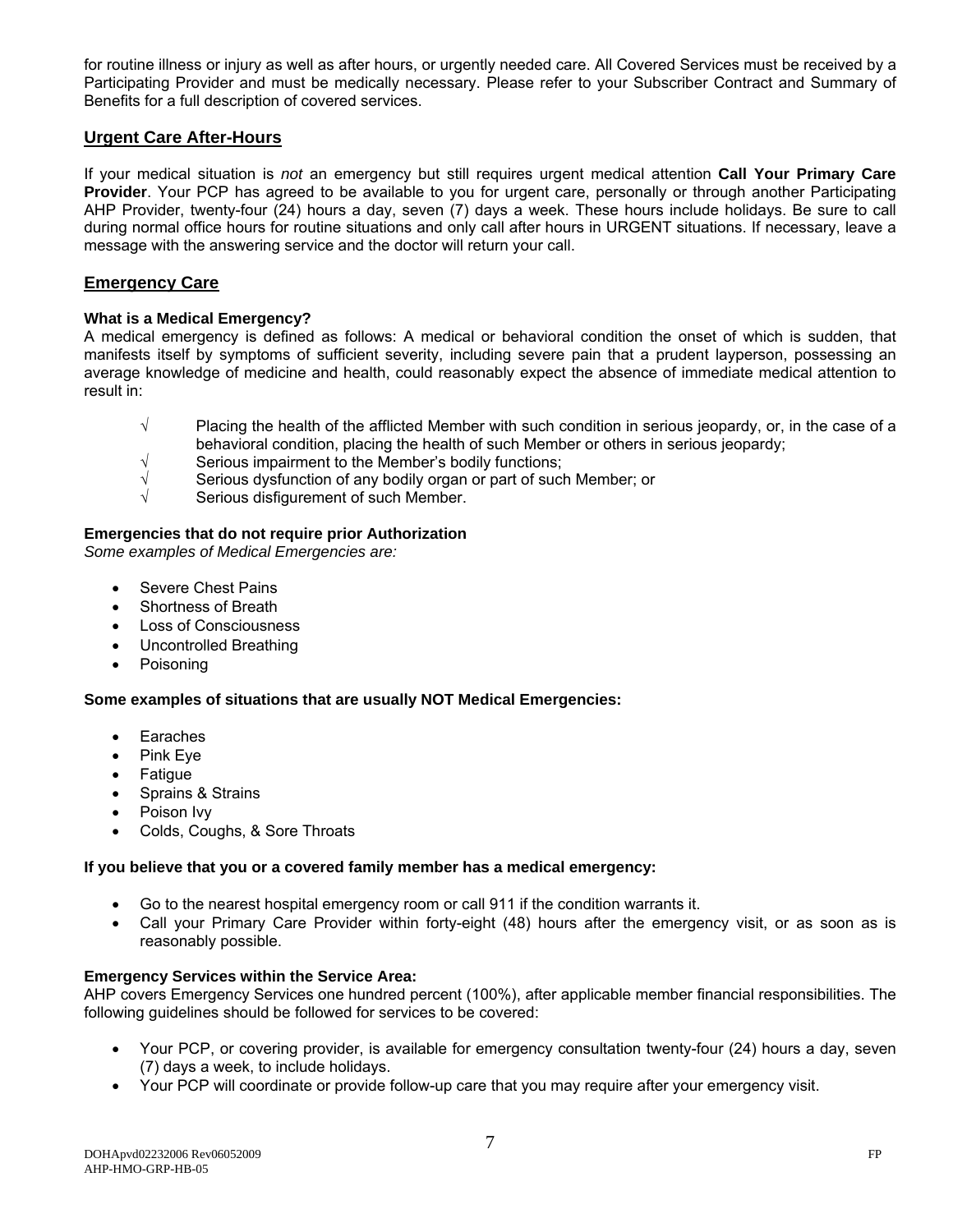for routine illness or injury as well as after hours, or urgently needed care. All Covered Services must be received by a Participating Provider and must be medically necessary. Please refer to your Subscriber Contract and Summary of Benefits for a full description of covered services.

## Urgent Care After-Hours

If your medical situation is *not* an emergency but still requires urgent medical attention **Call Your Primary Care Provider**. Your PCP has agreed to be available to you for urgent care, personally or through another Participating AHP Provider, twenty-four (24) hours a day, seven (7) days a week. These hours include holidays. Be sure to call during normal office hours for routine situations and only call after hours in URGENT situations. If necessary, leave a message with the answering service and the doctor will return your call.

## Emergency Care

**What is a Medical Emergency?**

A medical emergency is defined as follows: A medical or behavioral condition the onset of which is sudden, that manifests itself by symptoms of sufficient severity, including severe pain that a prudent layperson, possessing an average knowledge of medicine and health, could reasonably expect the absence of immediate medical attention to result in:

- √ Placing the health of the afflicted Member with such condition in serious jeopardy, or, in the case of a behavioral condition, placing the health of such Member or others in serious jeopardy;
- √ Serious impairment to the Member's bodily functions;
- √ Serious dysfunction of any bodily organ or part of such Member; or
- √ Serious disfigurement of such Member.

**Emergencies that do not require prior Authorization**

*Some examples of Medical Emergencies are:*

- Severe Chest Pains
- Shortness of Breath
- Loss of Consciousness
- Uncontrolled Breathing
- Poisoning

**Some examples of situations that are usually NOT Medical Emergencies:**

- Earaches
- Pink Eye
- Fatigue
- Sprains & Strains
- Poison Ivy
- Colds, Coughs, & Sore Throats

**If you believe that you or a covered family member has a medical emergency:**

- Go to the nearest hospital emergency room or call 911 if the condition warrants it.
- Call your Primary Care Provider within forty-eight (48) hours after the emergency visit, or as soon as is reasonably possible.

**Emergency Services within the Service Area:**

AHP covers Emergency Services one hundred percent (100%), after applicable member financial responsibilities. The following guidelines should be followed for services to be covered:

- Your PCP, or covering provider, is available for emergency consultation twenty-four (24) hours a day, seven (7) days a week, to include holidays.
- Your PCP will coordinate or provide follow-up care that you may require after your emergency visit.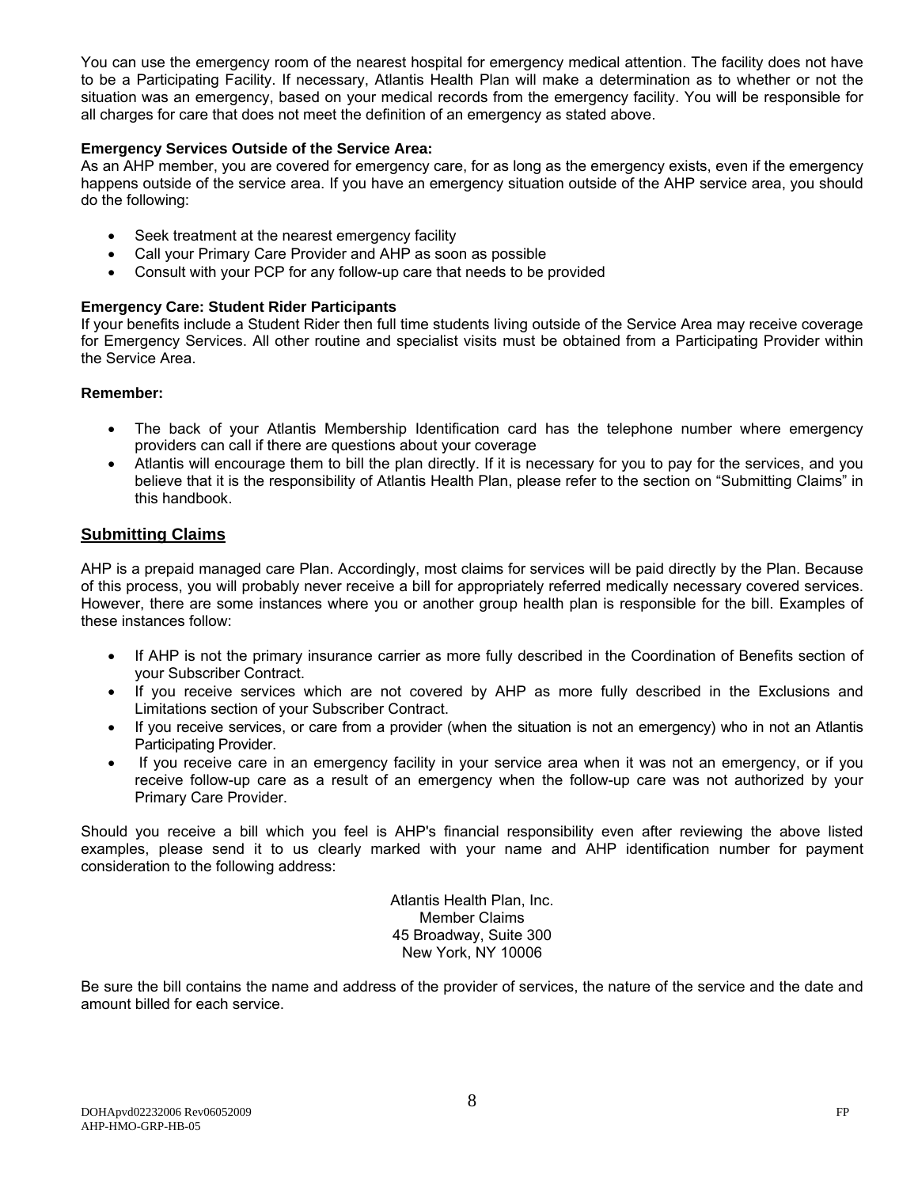You can use the emergency room of the nearest hospital for emergency medical attention. The facility does not have to be a Participating Facility. If necessary, Atlantis Health Plan will make a determination as to whether or not the situation was an emergency, based on your medical records from the emergency facility. You will be responsible for all charges for care that does not meet the definition of an emergency as stated above.

**Emergency Services Outside of the Service Area:**
As an AHP member, you are covered for emergency care, for as long as the emergency exists, even if the emergency happens outside of the service area. If you have an emergency situation outside of the AHP service area, you should do the following:

- Seek treatment at the nearest emergency facility
- Call your Primary Care Provider and AHP as soon as possible
- Consult with your PCP for any follow-up care that needs to be provided

**Emergency Care: Student Rider Participants**
If your benefits include a Student Rider then full time students living outside of the Service Area may receive coverage for Emergency Services. All other routine and specialist visits must be obtained from a Participating Provider within the Service Area.

**Remember:**

- The back of your Atlantis Membership Identification card has the telephone number where emergency providers can call if there are questions about your coverage
- Atlantis will encourage them to bill the plan directly. If it is necessary for you to pay for the services, and you believe that it is the responsibility of Atlantis Health Plan, please refer to the section on "Submitting Claims" in this handbook.

## Submitting Claims

AHP is a prepaid managed care Plan. Accordingly, most claims for services will be paid directly by the Plan. Because of this process, you will probably never receive a bill for appropriately referred medically necessary covered services. However, there are some instances where you or another group health plan is responsible for the bill. Examples of these instances follow:

- If AHP is not the primary insurance carrier as more fully described in the Coordination of Benefits section of your Subscriber Contract.
- If you receive services which are not covered by AHP as more fully described in the Exclusions and Limitations section of your Subscriber Contract.
- If you receive services, or care from a provider (when the situation is not an emergency) who in not an Atlantis Participating Provider.
- If you receive care in an emergency facility in your service area when it was not an emergency, or if you receive follow-up care as a result of an emergency when the follow-up care was not authorized by your Primary Care Provider.

Should you receive a bill which you feel is AHP's financial responsibility even after reviewing the above listed examples, please send it to us clearly marked with your name and AHP identification number for payment consideration to the following address:

Atlantis Health Plan, Inc.
Member Claims
45 Broadway, Suite 300
New York, NY 10006

Be sure the bill contains the name and address of the provider of services, the nature of the service and the date and amount billed for each service.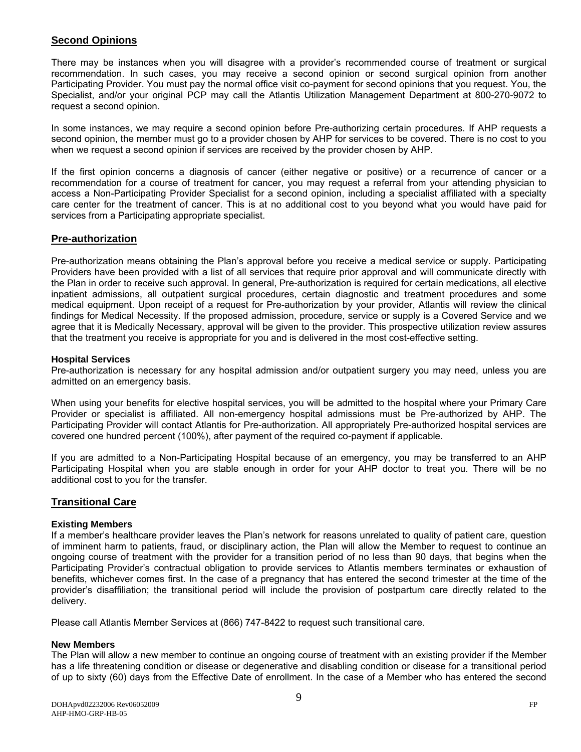## Second Opinions

There may be instances when you will disagree with a provider's recommended course of treatment or surgical recommendation. In such cases, you may receive a second opinion or second surgical opinion from another Participating Provider. You must pay the normal office visit co-payment for second opinions that you request. You, the Specialist, and/or your original PCP may call the Atlantis Utilization Management Department at 800-270-9072 to request a second opinion.

In some instances, we may require a second opinion before Pre-authorizing certain procedures. If AHP requests a second opinion, the member must go to a provider chosen by AHP for services to be covered. There is no cost to you when we request a second opinion if services are received by the provider chosen by AHP.

If the first opinion concerns a diagnosis of cancer (either negative or positive) or a recurrence of cancer or a recommendation for a course of treatment for cancer, you may request a referral from your attending physician to access a Non-Participating Provider Specialist for a second opinion, including a specialist affiliated with a specialty care center for the treatment of cancer. This is at no additional cost to you beyond what you would have paid for services from a Participating appropriate specialist.

## Pre-authorization

Pre-authorization means obtaining the Plan's approval before you receive a medical service or supply. Participating Providers have been provided with a list of all services that require prior approval and will communicate directly with the Plan in order to receive such approval. In general, Pre-authorization is required for certain medications, all elective inpatient admissions, all outpatient surgical procedures, certain diagnostic and treatment procedures and some medical equipment. Upon receipt of a request for Pre-authorization by your provider, Atlantis will review the clinical findings for Medical Necessity. If the proposed admission, procedure, service or supply is a Covered Service and we agree that it is Medically Necessary, approval will be given to the provider. This prospective utilization review assures that the treatment you receive is appropriate for you and is delivered in the most cost-effective setting.

### Hospital Services

Pre-authorization is necessary for any hospital admission and/or outpatient surgery you may need, unless you are admitted on an emergency basis.

When using your benefits for elective hospital services, you will be admitted to the hospital where your Primary Care Provider or specialist is affiliated. All non-emergency hospital admissions must be Pre-authorized by AHP. The Participating Provider will contact Atlantis for Pre-authorization. All appropriately Pre-authorized hospital services are covered one hundred percent (100%), after payment of the required co-payment if applicable.

If you are admitted to a Non-Participating Hospital because of an emergency, you may be transferred to an AHP Participating Hospital when you are stable enough in order for your AHP doctor to treat you. There will be no additional cost to you for the transfer.

## Transitional Care

### Existing Members

If a member's healthcare provider leaves the Plan's network for reasons unrelated to quality of patient care, question of imminent harm to patients, fraud, or disciplinary action, the Plan will allow the Member to request to continue an ongoing course of treatment with the provider for a transition period of no less than 90 days, that begins when the Participating Provider's contractual obligation to provide services to Atlantis members terminates or exhaustion of benefits, whichever comes first. In the case of a pregnancy that has entered the second trimester at the time of the provider's disaffiliation; the transitional period will include the provision of postpartum care directly related to the delivery.

Please call Atlantis Member Services at (866) 747-8422 to request such transitional care.

### New Members

The Plan will allow a new member to continue an ongoing course of treatment with an existing provider if the Member has a life threatening condition or disease or degenerative and disabling condition or disease for a transitional period of up to sixty (60) days from the Effective Date of enrollment. In the case of a Member who has entered the second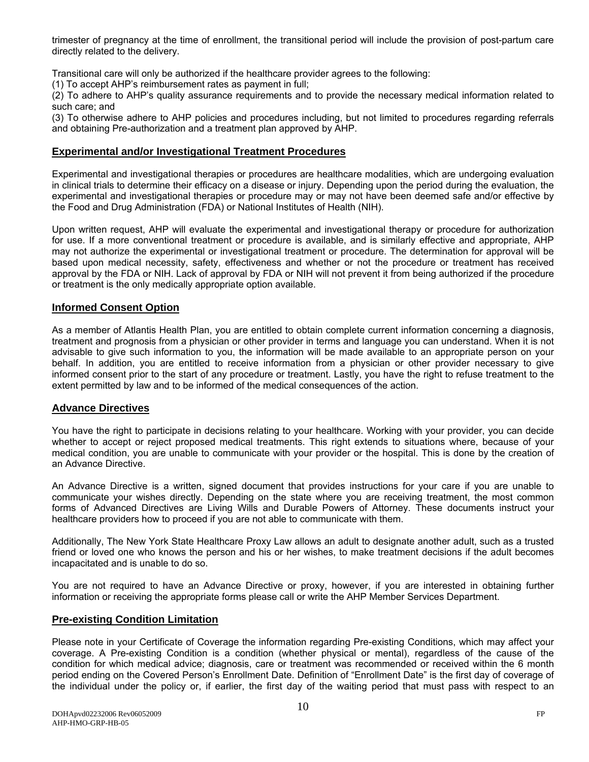trimester of pregnancy at the time of enrollment, the transitional period will include the provision of post-partum care directly related to the delivery.

Transitional care will only be authorized if the healthcare provider agrees to the following:
(1) To accept AHP's reimbursement rates as payment in full;
(2) To adhere to AHP's quality assurance requirements and to provide the necessary medical information related to such care; and
(3) To otherwise adhere to AHP policies and procedures including, but not limited to procedures regarding referrals and obtaining Pre-authorization and a treatment plan approved by AHP.

## Experimental and/or Investigational Treatment Procedures

Experimental and investigational therapies or procedures are healthcare modalities, which are undergoing evaluation in clinical trials to determine their efficacy on a disease or injury. Depending upon the period during the evaluation, the experimental and investigational therapies or procedure may or may not have been deemed safe and/or effective by the Food and Drug Administration (FDA) or National Institutes of Health (NIH).

Upon written request, AHP will evaluate the experimental and investigational therapy or procedure for authorization for use. If a more conventional treatment or procedure is available, and is similarly effective and appropriate, AHP may not authorize the experimental or investigational treatment or procedure. The determination for approval will be based upon medical necessity, safety, effectiveness and whether or not the procedure or treatment has received approval by the FDA or NIH. Lack of approval by FDA or NIH will not prevent it from being authorized if the procedure or treatment is the only medically appropriate option available.

## Informed Consent Option

As a member of Atlantis Health Plan, you are entitled to obtain complete current information concerning a diagnosis, treatment and prognosis from a physician or other provider in terms and language you can understand. When it is not advisable to give such information to you, the information will be made available to an appropriate person on your behalf. In addition, you are entitled to receive information from a physician or other provider necessary to give informed consent prior to the start of any procedure or treatment. Lastly, you have the right to refuse treatment to the extent permitted by law and to be informed of the medical consequences of the action.

## Advance Directives

You have the right to participate in decisions relating to your healthcare. Working with your provider, you can decide whether to accept or reject proposed medical treatments. This right extends to situations where, because of your medical condition, you are unable to communicate with your provider or the hospital. This is done by the creation of an Advance Directive.

An Advance Directive is a written, signed document that provides instructions for your care if you are unable to communicate your wishes directly. Depending on the state where you are receiving treatment, the most common forms of Advanced Directives are Living Wills and Durable Powers of Attorney. These documents instruct your healthcare providers how to proceed if you are not able to communicate with them.

Additionally, The New York State Healthcare Proxy Law allows an adult to designate another adult, such as a trusted friend or loved one who knows the person and his or her wishes, to make treatment decisions if the adult becomes incapacitated and is unable to do so.

You are not required to have an Advance Directive or proxy, however, if you are interested in obtaining further information or receiving the appropriate forms please call or write the AHP Member Services Department.

## Pre-existing Condition Limitation

Please note in your Certificate of Coverage the information regarding Pre-existing Conditions, which may affect your coverage. A Pre-existing Condition is a condition (whether physical or mental), regardless of the cause of the condition for which medical advice; diagnosis, care or treatment was recommended or received within the 6 month period ending on the Covered Person's Enrollment Date. Definition of "Enrollment Date" is the first day of coverage of the individual under the policy or, if earlier, the first day of the waiting period that must pass with respect to an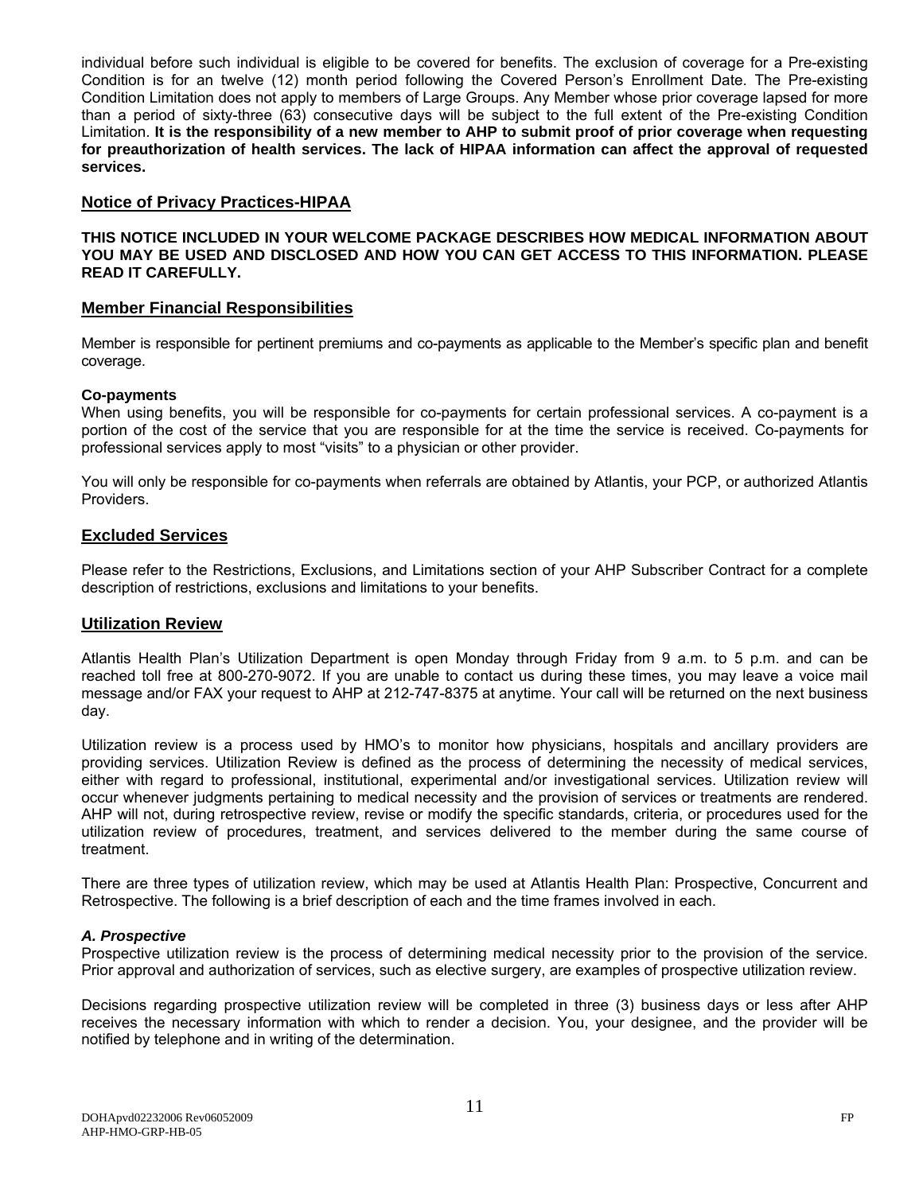individual before such individual is eligible to be covered for benefits. The exclusion of coverage for a Pre-existing Condition is for an twelve (12) month period following the Covered Person's Enrollment Date. The Pre-existing Condition Limitation does not apply to members of Large Groups. Any Member whose prior coverage lapsed for more than a period of sixty-three (63) consecutive days will be subject to the full extent of the Pre-existing Condition Limitation. **It is the responsibility of a new member to AHP to submit proof of prior coverage when requesting for preauthorization of health services. The lack of HIPAA information can affect the approval of requested services.**

## Notice of Privacy Practices-HIPAA

**THIS NOTICE INCLUDED IN YOUR WELCOME PACKAGE DESCRIBES HOW MEDICAL INFORMATION ABOUT YOU MAY BE USED AND DISCLOSED AND HOW YOU CAN GET ACCESS TO THIS INFORMATION. PLEASE READ IT CAREFULLY.**

## Member Financial Responsibilities

Member is responsible for pertinent premiums and co-payments as applicable to the Member's specific plan and benefit coverage.

**Co-payments**
When using benefits, you will be responsible for co-payments for certain professional services. A co-payment is a portion of the cost of the service that you are responsible for at the time the service is received. Co-payments for professional services apply to most "visits" to a physician or other provider.

You will only be responsible for co-payments when referrals are obtained by Atlantis, your PCP, or authorized Atlantis Providers.

## Excluded Services

Please refer to the Restrictions, Exclusions, and Limitations section of your AHP Subscriber Contract for a complete description of restrictions, exclusions and limitations to your benefits.

## Utilization Review

Atlantis Health Plan's Utilization Department is open Monday through Friday from 9 a.m. to 5 p.m. and can be reached toll free at 800-270-9072. If you are unable to contact us during these times, you may leave a voice mail message and/or FAX your request to AHP at 212-747-8375 at anytime. Your call will be returned on the next business day.

Utilization review is a process used by HMO's to monitor how physicians, hospitals and ancillary providers are providing services. Utilization Review is defined as the process of determining the necessity of medical services, either with regard to professional, institutional, experimental and/or investigational services. Utilization review will occur whenever judgments pertaining to medical necessity and the provision of services or treatments are rendered. AHP will not, during retrospective review, revise or modify the specific standards, criteria, or procedures used for the utilization review of procedures, treatment, and services delivered to the member during the same course of treatment.

There are three types of utilization review, which may be used at Atlantis Health Plan: Prospective, Concurrent and Retrospective. The following is a brief description of each and the time frames involved in each.

***A. Prospective***
Prospective utilization review is the process of determining medical necessity prior to the provision of the service. Prior approval and authorization of services, such as elective surgery, are examples of prospective utilization review.

Decisions regarding prospective utilization review will be completed in three (3) business days or less after AHP receives the necessary information with which to render a decision. You, your designee, and the provider will be notified by telephone and in writing of the determination.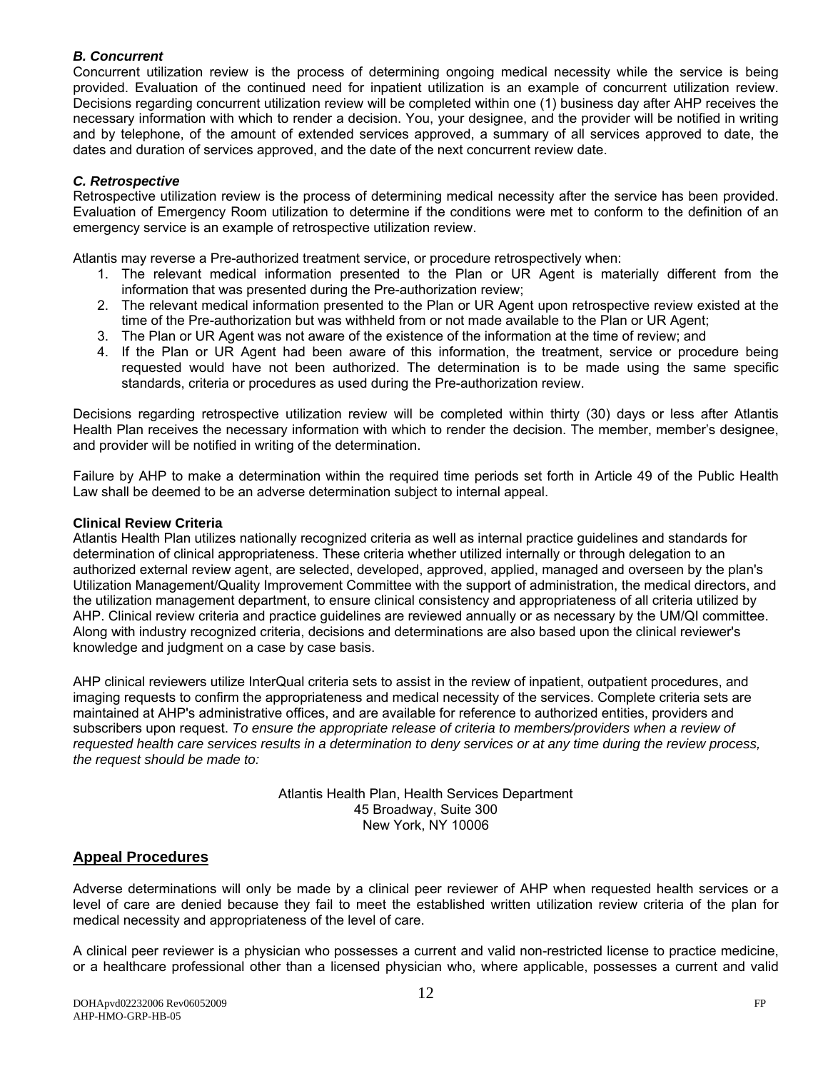### *B. Concurrent*

Concurrent utilization review is the process of determining ongoing medical necessity while the service is being provided. Evaluation of the continued need for inpatient utilization is an example of concurrent utilization review. Decisions regarding concurrent utilization review will be completed within one (1) business day after AHP receives the necessary information with which to render a decision. You, your designee, and the provider will be notified in writing and by telephone, of the amount of extended services approved, a summary of all services approved to date, the dates and duration of services approved, and the date of the next concurrent review date.

### *C. Retrospective*

Retrospective utilization review is the process of determining medical necessity after the service has been provided. Evaluation of Emergency Room utilization to determine if the conditions were met to conform to the definition of an emergency service is an example of retrospective utilization review.

Atlantis may reverse a Pre-authorized treatment service, or procedure retrospectively when:

1. The relevant medical information presented to the Plan or UR Agent is materially different from the information that was presented during the Pre-authorization review;
2. The relevant medical information presented to the Plan or UR Agent upon retrospective review existed at the time of the Pre-authorization but was withheld from or not made available to the Plan or UR Agent;
3. The Plan or UR Agent was not aware of the existence of the information at the time of review; and
4. If the Plan or UR Agent had been aware of this information, the treatment, service or procedure being requested would have not been authorized. The determination is to be made using the same specific standards, criteria or procedures as used during the Pre-authorization review.

Decisions regarding retrospective utilization review will be completed within thirty (30) days or less after Atlantis Health Plan receives the necessary information with which to render the decision. The member, member's designee, and provider will be notified in writing of the determination.

Failure by AHP to make a determination within the required time periods set forth in Article 49 of the Public Health Law shall be deemed to be an adverse determination subject to internal appeal.

**Clinical Review Criteria**

Atlantis Health Plan utilizes nationally recognized criteria as well as internal practice guidelines and standards for determination of clinical appropriateness. These criteria whether utilized internally or through delegation to an authorized external review agent, are selected, developed, approved, applied, managed and overseen by the plan's Utilization Management/Quality Improvement Committee with the support of administration, the medical directors, and the utilization management department, to ensure clinical consistency and appropriateness of all criteria utilized by AHP. Clinical review criteria and practice guidelines are reviewed annually or as necessary by the UM/QI committee. Along with industry recognized criteria, decisions and determinations are also based upon the clinical reviewer's knowledge and judgment on a case by case basis.

AHP clinical reviewers utilize InterQual criteria sets to assist in the review of inpatient, outpatient procedures, and imaging requests to confirm the appropriateness and medical necessity of the services. Complete criteria sets are maintained at AHP's administrative offices, and are available for reference to authorized entities, providers and subscribers upon request. *To ensure the appropriate release of criteria to members/providers when a review of requested health care services results in a determination to deny services or at any time during the review process, the request should be made to:*

Atlantis Health Plan, Health Services Department
45 Broadway, Suite 300
New York, NY 10006

## Appeal Procedures

Adverse determinations will only be made by a clinical peer reviewer of AHP when requested health services or a level of care are denied because they fail to meet the established written utilization review criteria of the plan for medical necessity and appropriateness of the level of care.

A clinical peer reviewer is a physician who possesses a current and valid non-restricted license to practice medicine, or a healthcare professional other than a licensed physician who, where applicable, possesses a current and valid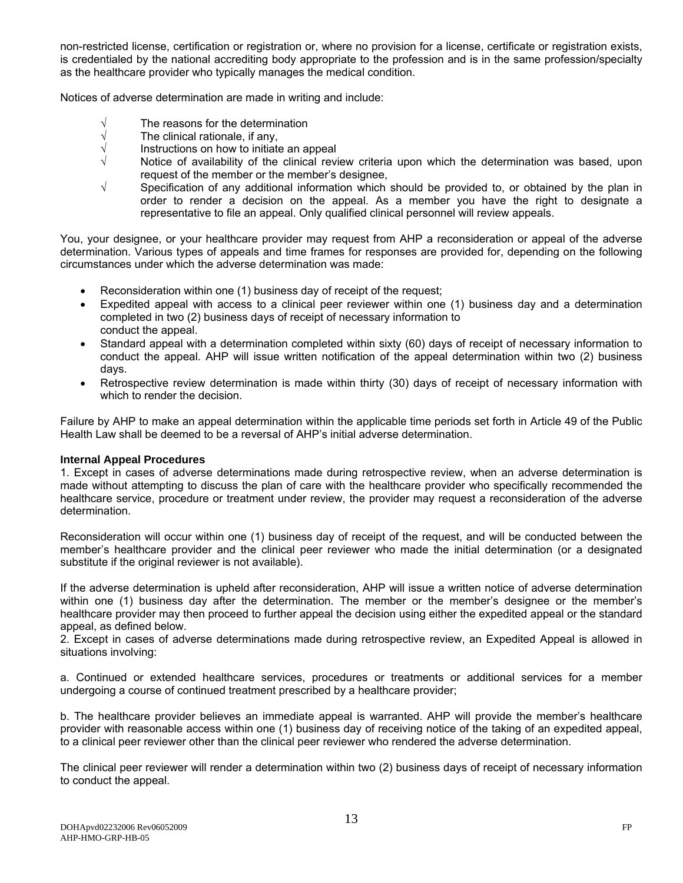non-restricted license, certification or registration or, where no provision for a license, certificate or registration exists, is credentialed by the national accrediting body appropriate to the profession and is in the same profession/specialty as the healthcare provider who typically manages the medical condition.

Notices of adverse determination are made in writing and include:

- √ The reasons for the determination
- √ The clinical rationale, if any,
- √ Instructions on how to initiate an appeal
- √ Notice of availability of the clinical review criteria upon which the determination was based, upon request of the member or the member's designee,
- √ Specification of any additional information which should be provided to, or obtained by the plan in order to render a decision on the appeal. As a member you have the right to designate a representative to file an appeal. Only qualified clinical personnel will review appeals.

You, your designee, or your healthcare provider may request from AHP a reconsideration or appeal of the adverse determination. Various types of appeals and time frames for responses are provided for, depending on the following circumstances under which the adverse determination was made:

- Reconsideration within one (1) business day of receipt of the request;
- Expedited appeal with access to a clinical peer reviewer within one (1) business day and a determination completed in two (2) business days of receipt of necessary information to conduct the appeal.
- Standard appeal with a determination completed within sixty (60) days of receipt of necessary information to conduct the appeal. AHP will issue written notification of the appeal determination within two (2) business days.
- Retrospective review determination is made within thirty (30) days of receipt of necessary information with which to render the decision.

Failure by AHP to make an appeal determination within the applicable time periods set forth in Article 49 of the Public Health Law shall be deemed to be a reversal of AHP's initial adverse determination.

**Internal Appeal Procedures**

1. Except in cases of adverse determinations made during retrospective review, when an adverse determination is made without attempting to discuss the plan of care with the healthcare provider who specifically recommended the healthcare service, procedure or treatment under review, the provider may request a reconsideration of the adverse determination.

Reconsideration will occur within one (1) business day of receipt of the request, and will be conducted between the member's healthcare provider and the clinical peer reviewer who made the initial determination (or a designated substitute if the original reviewer is not available).

If the adverse determination is upheld after reconsideration, AHP will issue a written notice of adverse determination within one (1) business day after the determination. The member or the member's designee or the member's healthcare provider may then proceed to further appeal the decision using either the expedited appeal or the standard appeal, as defined below.

2. Except in cases of adverse determinations made during retrospective review, an Expedited Appeal is allowed in situations involving:

a. Continued or extended healthcare services, procedures or treatments or additional services for a member undergoing a course of continued treatment prescribed by a healthcare provider;

b. The healthcare provider believes an immediate appeal is warranted. AHP will provide the member's healthcare provider with reasonable access within one (1) business day of receiving notice of the taking of an expedited appeal, to a clinical peer reviewer other than the clinical peer reviewer who rendered the adverse determination.

The clinical peer reviewer will render a determination within two (2) business days of receipt of necessary information to conduct the appeal.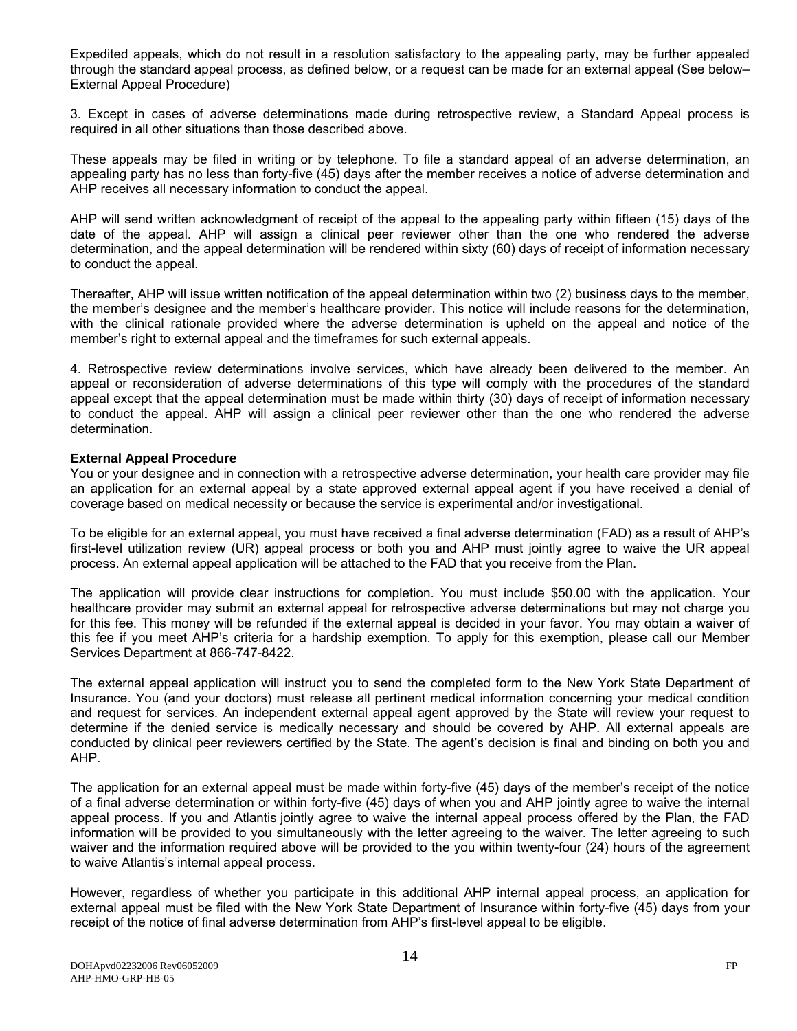Expedited appeals, which do not result in a resolution satisfactory to the appealing party, may be further appealed through the standard appeal process, as defined below, or a request can be made for an external appeal (See below– External Appeal Procedure)

3. Except in cases of adverse determinations made during retrospective review, a Standard Appeal process is required in all other situations than those described above.

These appeals may be filed in writing or by telephone. To file a standard appeal of an adverse determination, an appealing party has no less than forty-five (45) days after the member receives a notice of adverse determination and AHP receives all necessary information to conduct the appeal.

AHP will send written acknowledgment of receipt of the appeal to the appealing party within fifteen (15) days of the date of the appeal. AHP will assign a clinical peer reviewer other than the one who rendered the adverse determination, and the appeal determination will be rendered within sixty (60) days of receipt of information necessary to conduct the appeal.

Thereafter, AHP will issue written notification of the appeal determination within two (2) business days to the member, the member's designee and the member's healthcare provider. This notice will include reasons for the determination, with the clinical rationale provided where the adverse determination is upheld on the appeal and notice of the member's right to external appeal and the timeframes for such external appeals.

4. Retrospective review determinations involve services, which have already been delivered to the member. An appeal or reconsideration of adverse determinations of this type will comply with the procedures of the standard appeal except that the appeal determination must be made within thirty (30) days of receipt of information necessary to conduct the appeal. AHP will assign a clinical peer reviewer other than the one who rendered the adverse determination.

**External Appeal Procedure**

You or your designee and in connection with a retrospective adverse determination, your health care provider may file an application for an external appeal by a state approved external appeal agent if you have received a denial of coverage based on medical necessity or because the service is experimental and/or investigational.

To be eligible for an external appeal, you must have received a final adverse determination (FAD) as a result of AHP's first-level utilization review (UR) appeal process or both you and AHP must jointly agree to waive the UR appeal process. An external appeal application will be attached to the FAD that you receive from the Plan.

The application will provide clear instructions for completion. You must include $50.00 with the application. Your healthcare provider may submit an external appeal for retrospective adverse determinations but may not charge you for this fee. This money will be refunded if the external appeal is decided in your favor. You may obtain a waiver of this fee if you meet AHP's criteria for a hardship exemption. To apply for this exemption, please call our Member Services Department at 866-747-8422.

The external appeal application will instruct you to send the completed form to the New York State Department of Insurance. You (and your doctors) must release all pertinent medical information concerning your medical condition and request for services. An independent external appeal agent approved by the State will review your request to determine if the denied service is medically necessary and should be covered by AHP. All external appeals are conducted by clinical peer reviewers certified by the State. The agent's decision is final and binding on both you and AHP.

The application for an external appeal must be made within forty-five (45) days of the member's receipt of the notice of a final adverse determination or within forty-five (45) days of when you and AHP jointly agree to waive the internal appeal process. If you and Atlantis jointly agree to waive the internal appeal process offered by the Plan, the FAD information will be provided to you simultaneously with the letter agreeing to the waiver. The letter agreeing to such waiver and the information required above will be provided to the you within twenty-four (24) hours of the agreement to waive Atlantis's internal appeal process.

However, regardless of whether you participate in this additional AHP internal appeal process, an application for external appeal must be filed with the New York State Department of Insurance within forty-five (45) days from your receipt of the notice of final adverse determination from AHP's first-level appeal to be eligible.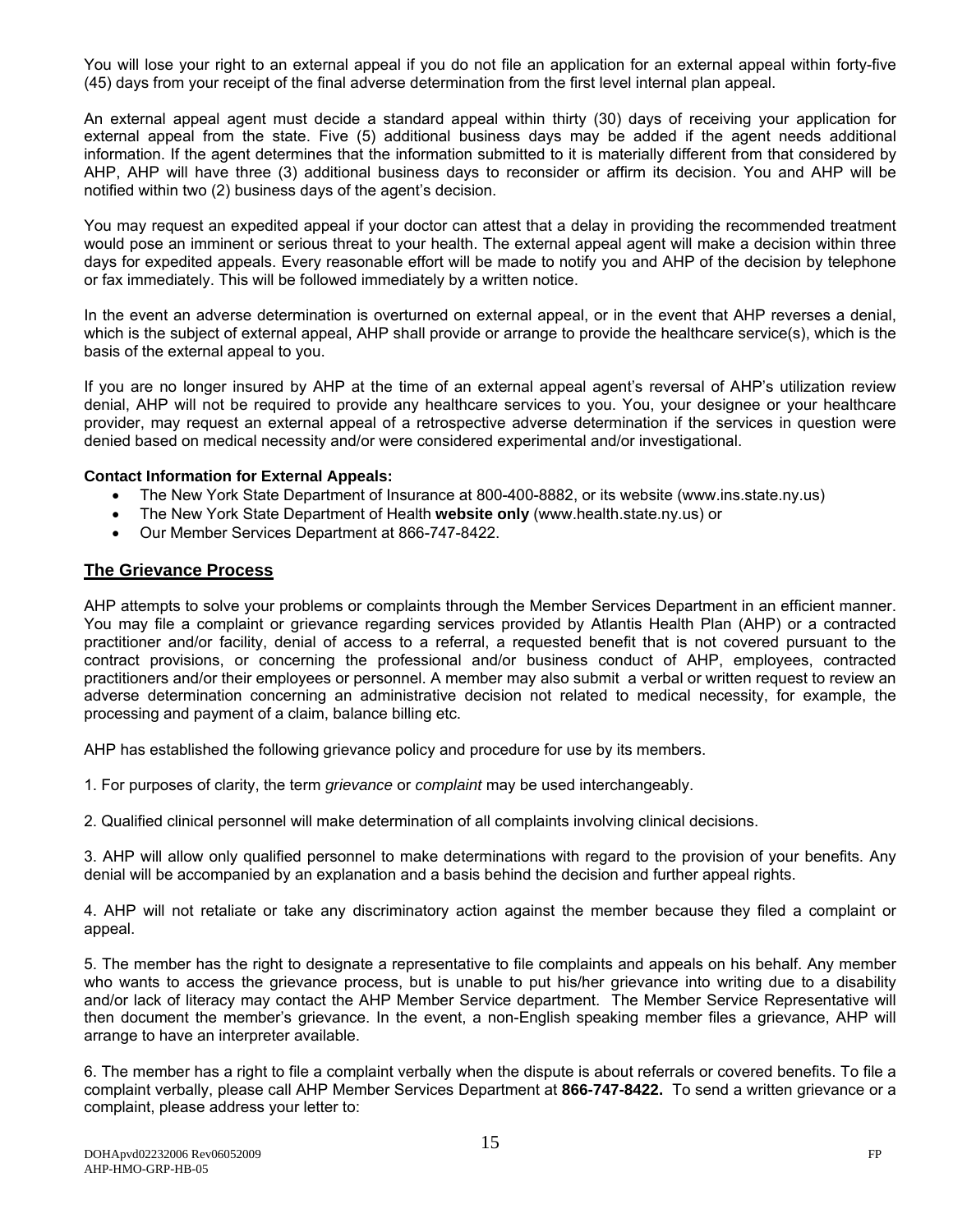You will lose your right to an external appeal if you do not file an application for an external appeal within forty-five (45) days from your receipt of the final adverse determination from the first level internal plan appeal.

An external appeal agent must decide a standard appeal within thirty (30) days of receiving your application for external appeal from the state. Five (5) additional business days may be added if the agent needs additional information. If the agent determines that the information submitted to it is materially different from that considered by AHP, AHP will have three (3) additional business days to reconsider or affirm its decision. You and AHP will be notified within two (2) business days of the agent's decision.

You may request an expedited appeal if your doctor can attest that a delay in providing the recommended treatment would pose an imminent or serious threat to your health. The external appeal agent will make a decision within three days for expedited appeals. Every reasonable effort will be made to notify you and AHP of the decision by telephone or fax immediately. This will be followed immediately by a written notice.

In the event an adverse determination is overturned on external appeal, or in the event that AHP reverses a denial, which is the subject of external appeal, AHP shall provide or arrange to provide the healthcare service(s), which is the basis of the external appeal to you.

If you are no longer insured by AHP at the time of an external appeal agent's reversal of AHP's utilization review denial, AHP will not be required to provide any healthcare services to you. You, your designee or your healthcare provider, may request an external appeal of a retrospective adverse determination if the services in question were denied based on medical necessity and/or were considered experimental and/or investigational.

**Contact Information for External Appeals:**

- The New York State Department of Insurance at 800-400-8882, or its website (www.ins.state.ny.us)
- The New York State Department of Health **website only** (www.health.state.ny.us) or
- Our Member Services Department at 866-747-8422.

## The Grievance Process

AHP attempts to solve your problems or complaints through the Member Services Department in an efficient manner. You may file a complaint or grievance regarding services provided by Atlantis Health Plan (AHP) or a contracted practitioner and/or facility, denial of access to a referral, a requested benefit that is not covered pursuant to the contract provisions, or concerning the professional and/or business conduct of AHP, employees, contracted practitioners and/or their employees or personnel. A member may also submit a verbal or written request to review an adverse determination concerning an administrative decision not related to medical necessity, for example, the processing and payment of a claim, balance billing etc.

AHP has established the following grievance policy and procedure for use by its members.

1. For purposes of clarity, the term *grievance* or *complaint* may be used interchangeably.

2. Qualified clinical personnel will make determination of all complaints involving clinical decisions.

3. AHP will allow only qualified personnel to make determinations with regard to the provision of your benefits. Any denial will be accompanied by an explanation and a basis behind the decision and further appeal rights.

4. AHP will not retaliate or take any discriminatory action against the member because they filed a complaint or appeal.

5. The member has the right to designate a representative to file complaints and appeals on his behalf. Any member who wants to access the grievance process, but is unable to put his/her grievance into writing due to a disability and/or lack of literacy may contact the AHP Member Service department. The Member Service Representative will then document the member's grievance. In the event, a non-English speaking member files a grievance, AHP will arrange to have an interpreter available.

6. The member has a right to file a complaint verbally when the dispute is about referrals or covered benefits. To file a complaint verbally, please call AHP Member Services Department at **866-747-8422.** To send a written grievance or a complaint, please address your letter to: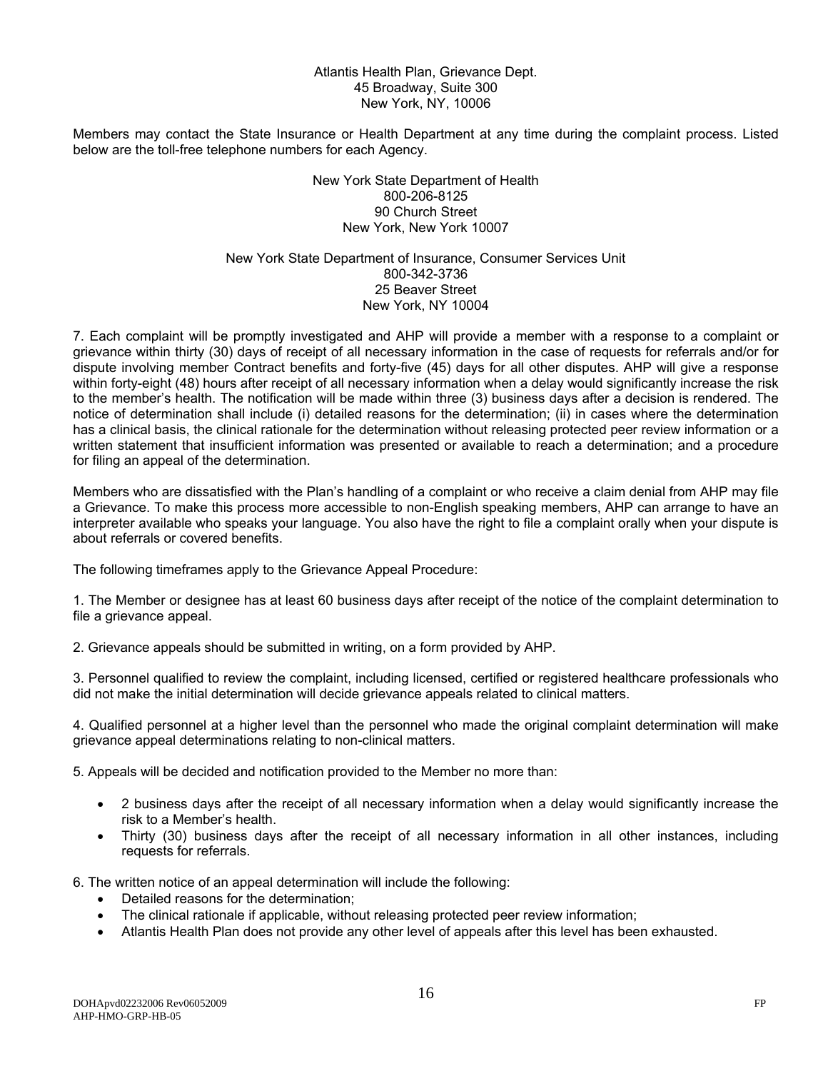Atlantis Health Plan, Grievance Dept.
45 Broadway, Suite 300
New York, NY, 10006

Members may contact the State Insurance or Health Department at any time during the complaint process. Listed below are the toll-free telephone numbers for each Agency.

New York State Department of Health
800-206-8125
90 Church Street
New York, New York 10007

New York State Department of Insurance, Consumer Services Unit
800-342-3736
25 Beaver Street
New York, NY 10004

7. Each complaint will be promptly investigated and AHP will provide a member with a response to a complaint or grievance within thirty (30) days of receipt of all necessary information in the case of requests for referrals and/or for dispute involving member Contract benefits and forty-five (45) days for all other disputes. AHP will give a response within forty-eight (48) hours after receipt of all necessary information when a delay would significantly increase the risk to the member's health. The notification will be made within three (3) business days after a decision is rendered. The notice of determination shall include (i) detailed reasons for the determination; (ii) in cases where the determination has a clinical basis, the clinical rationale for the determination without releasing protected peer review information or a written statement that insufficient information was presented or available to reach a determination; and a procedure for filing an appeal of the determination.

Members who are dissatisfied with the Plan's handling of a complaint or who receive a claim denial from AHP may file a Grievance. To make this process more accessible to non-English speaking members, AHP can arrange to have an interpreter available who speaks your language. You also have the right to file a complaint orally when your dispute is about referrals or covered benefits.

The following timeframes apply to the Grievance Appeal Procedure:

1. The Member or designee has at least 60 business days after receipt of the notice of the complaint determination to file a grievance appeal.

2. Grievance appeals should be submitted in writing, on a form provided by AHP.

3. Personnel qualified to review the complaint, including licensed, certified or registered healthcare professionals who did not make the initial determination will decide grievance appeals related to clinical matters.

4. Qualified personnel at a higher level than the personnel who made the original complaint determination will make grievance appeal determinations relating to non-clinical matters.

5. Appeals will be decided and notification provided to the Member no more than:

- 2 business days after the receipt of all necessary information when a delay would significantly increase the risk to a Member's health.
- Thirty (30) business days after the receipt of all necessary information in all other instances, including requests for referrals.

6. The written notice of an appeal determination will include the following:

- Detailed reasons for the determination;
- The clinical rationale if applicable, without releasing protected peer review information;
- Atlantis Health Plan does not provide any other level of appeals after this level has been exhausted.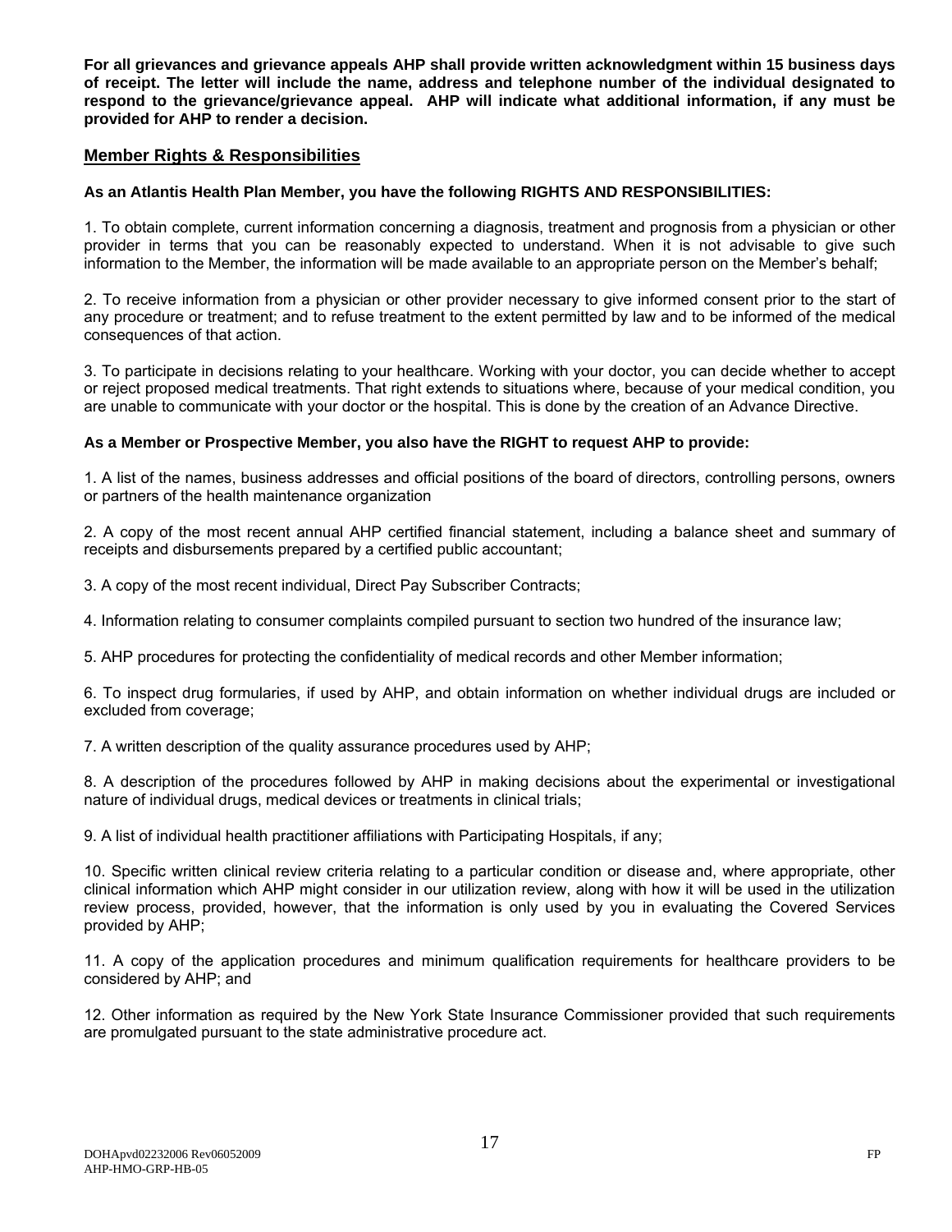**For all grievances and grievance appeals AHP shall provide written acknowledgment within 15 business days of receipt. The letter will include the name, address and telephone number of the individual designated to respond to the grievance/grievance appeal. AHP will indicate what additional information, if any must be provided for AHP to render a decision.**

## Member Rights & Responsibilities

**As an Atlantis Health Plan Member, you have the following RIGHTS AND RESPONSIBILITIES:**

1. To obtain complete, current information concerning a diagnosis, treatment and prognosis from a physician or other provider in terms that you can be reasonably expected to understand. When it is not advisable to give such information to the Member, the information will be made available to an appropriate person on the Member's behalf;

2. To receive information from a physician or other provider necessary to give informed consent prior to the start of any procedure or treatment; and to refuse treatment to the extent permitted by law and to be informed of the medical consequences of that action.

3. To participate in decisions relating to your healthcare. Working with your doctor, you can decide whether to accept or reject proposed medical treatments. That right extends to situations where, because of your medical condition, you are unable to communicate with your doctor or the hospital. This is done by the creation of an Advance Directive.

**As a Member or Prospective Member, you also have the RIGHT to request AHP to provide:**

1. A list of the names, business addresses and official positions of the board of directors, controlling persons, owners or partners of the health maintenance organization

2. A copy of the most recent annual AHP certified financial statement, including a balance sheet and summary of receipts and disbursements prepared by a certified public accountant;

3. A copy of the most recent individual, Direct Pay Subscriber Contracts;

4. Information relating to consumer complaints compiled pursuant to section two hundred of the insurance law;

5. AHP procedures for protecting the confidentiality of medical records and other Member information;

6. To inspect drug formularies, if used by AHP, and obtain information on whether individual drugs are included or excluded from coverage;

7. A written description of the quality assurance procedures used by AHP;

8. A description of the procedures followed by AHP in making decisions about the experimental or investigational nature of individual drugs, medical devices or treatments in clinical trials;

9. A list of individual health practitioner affiliations with Participating Hospitals, if any;

10. Specific written clinical review criteria relating to a particular condition or disease and, where appropriate, other clinical information which AHP might consider in our utilization review, along with how it will be used in the utilization review process, provided, however, that the information is only used by you in evaluating the Covered Services provided by AHP;

11. A copy of the application procedures and minimum qualification requirements for healthcare providers to be considered by AHP; and

12. Other information as required by the New York State Insurance Commissioner provided that such requirements are promulgated pursuant to the state administrative procedure act.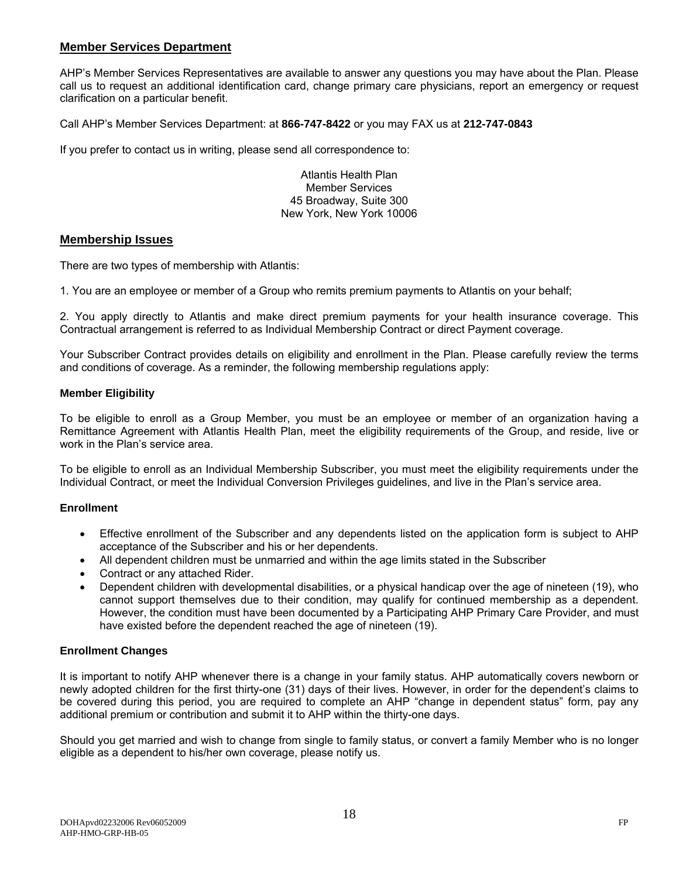## Member Services Department

AHP's Member Services Representatives are available to answer any questions you may have about the Plan. Please call us to request an additional identification card, change primary care physicians, report an emergency or request clarification on a particular benefit.

Call AHP's Member Services Department: at **866-747-8422** or you may FAX us at **212-747-0843**

If you prefer to contact us in writing, please send all correspondence to:

Atlantis Health Plan
Member Services
45 Broadway, Suite 300
New York, New York 10006

## Membership Issues

There are two types of membership with Atlantis:

1. You are an employee or member of a Group who remits premium payments to Atlantis on your behalf;

2. You apply directly to Atlantis and make direct premium payments for your health insurance coverage. This Contractual arrangement is referred to as Individual Membership Contract or direct Payment coverage.

Your Subscriber Contract provides details on eligibility and enrollment in the Plan. Please carefully review the terms and conditions of coverage. As a reminder, the following membership regulations apply:

### Member Eligibility

To be eligible to enroll as a Group Member, you must be an employee or member of an organization having a Remittance Agreement with Atlantis Health Plan, meet the eligibility requirements of the Group, and reside, live or work in the Plan's service area.

To be eligible to enroll as an Individual Membership Subscriber, you must meet the eligibility requirements under the Individual Contract, or meet the Individual Conversion Privileges guidelines, and live in the Plan's service area.

### Enrollment

- Effective enrollment of the Subscriber and any dependents listed on the application form is subject to AHP acceptance of the Subscriber and his or her dependents.
- All dependent children must be unmarried and within the age limits stated in the Subscriber
- Contract or any attached Rider.
- Dependent children with developmental disabilities, or a physical handicap over the age of nineteen (19), who cannot support themselves due to their condition, may qualify for continued membership as a dependent. However, the condition must have been documented by a Participating AHP Primary Care Provider, and must have existed before the dependent reached the age of nineteen (19).

### Enrollment Changes

It is important to notify AHP whenever there is a change in your family status. AHP automatically covers newborn or newly adopted children for the first thirty-one (31) days of their lives. However, in order for the dependent's claims to be covered during this period, you are required to complete an AHP "change in dependent status" form, pay any additional premium or contribution and submit it to AHP within the thirty-one days.

Should you get married and wish to change from single to family status, or convert a family Member who is no longer eligible as a dependent to his/her own coverage, please notify us.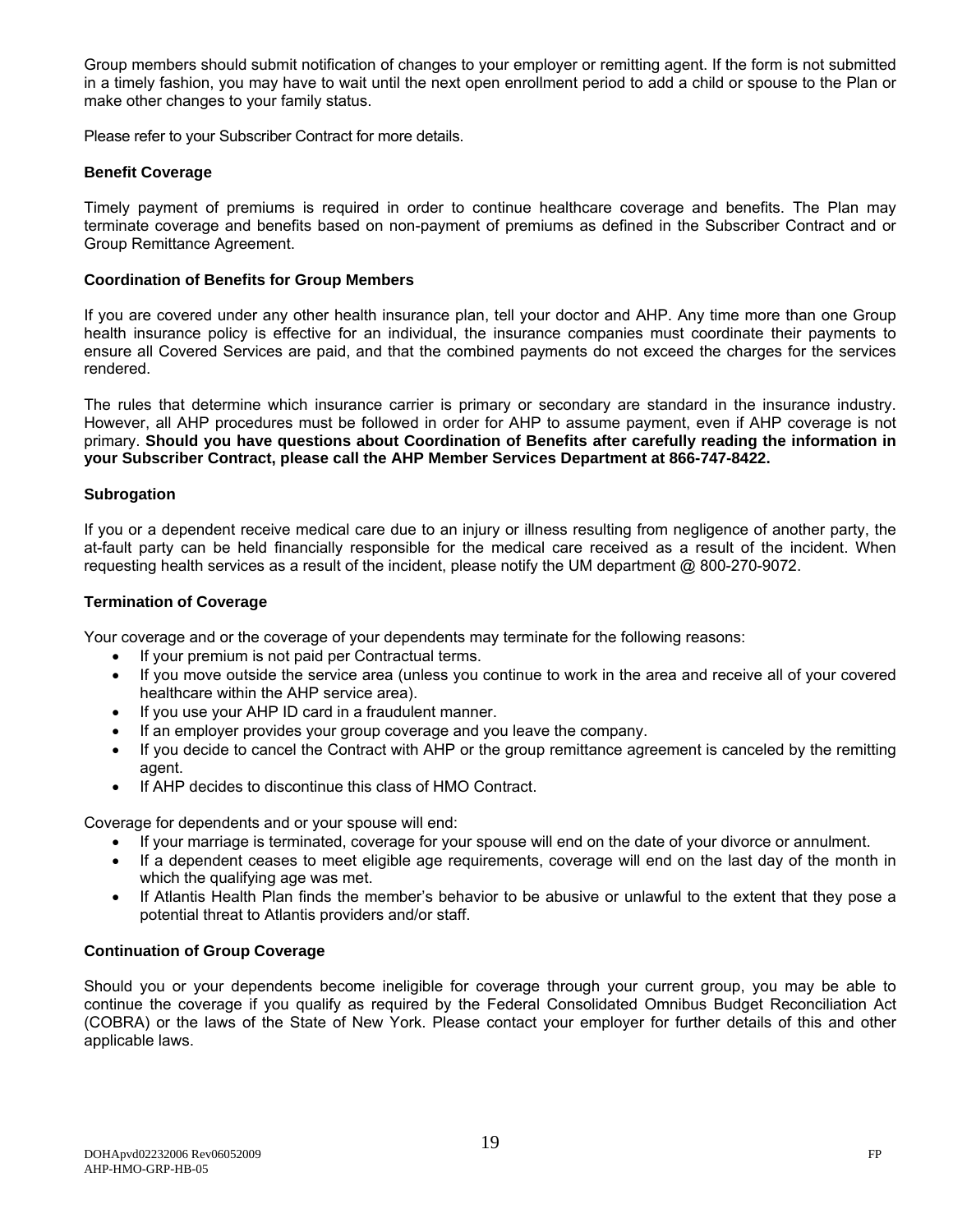Group members should submit notification of changes to your employer or remitting agent. If the form is not submitted in a timely fashion, you may have to wait until the next open enrollment period to add a child or spouse to the Plan or make other changes to your family status.

Please refer to your Subscriber Contract for more details.

### Benefit Coverage

Timely payment of premiums is required in order to continue healthcare coverage and benefits. The Plan may terminate coverage and benefits based on non-payment of premiums as defined in the Subscriber Contract and or Group Remittance Agreement.

### Coordination of Benefits for Group Members

If you are covered under any other health insurance plan, tell your doctor and AHP. Any time more than one Group health insurance policy is effective for an individual, the insurance companies must coordinate their payments to ensure all Covered Services are paid, and that the combined payments do not exceed the charges for the services rendered.

The rules that determine which insurance carrier is primary or secondary are standard in the insurance industry. However, all AHP procedures must be followed in order for AHP to assume payment, even if AHP coverage is not primary. **Should you have questions about Coordination of Benefits after carefully reading the information in your Subscriber Contract, please call the AHP Member Services Department at 866-747-8422.**

### Subrogation

If you or a dependent receive medical care due to an injury or illness resulting from negligence of another party, the at-fault party can be held financially responsible for the medical care received as a result of the incident. When requesting health services as a result of the incident, please notify the UM department @ 800-270-9072.

### Termination of Coverage

Your coverage and or the coverage of your dependents may terminate for the following reasons:

- If your premium is not paid per Contractual terms.
- If you move outside the service area (unless you continue to work in the area and receive all of your covered healthcare within the AHP service area).
- If you use your AHP ID card in a fraudulent manner.
- If an employer provides your group coverage and you leave the company.
- If you decide to cancel the Contract with AHP or the group remittance agreement is canceled by the remitting agent.
- If AHP decides to discontinue this class of HMO Contract.

Coverage for dependents and or your spouse will end:

- If your marriage is terminated, coverage for your spouse will end on the date of your divorce or annulment.
- If a dependent ceases to meet eligible age requirements, coverage will end on the last day of the month in which the qualifying age was met.
- If Atlantis Health Plan finds the member's behavior to be abusive or unlawful to the extent that they pose a potential threat to Atlantis providers and/or staff.

### Continuation of Group Coverage

Should you or your dependents become ineligible for coverage through your current group, you may be able to continue the coverage if you qualify as required by the Federal Consolidated Omnibus Budget Reconciliation Act (COBRA) or the laws of the State of New York. Please contact your employer for further details of this and other applicable laws.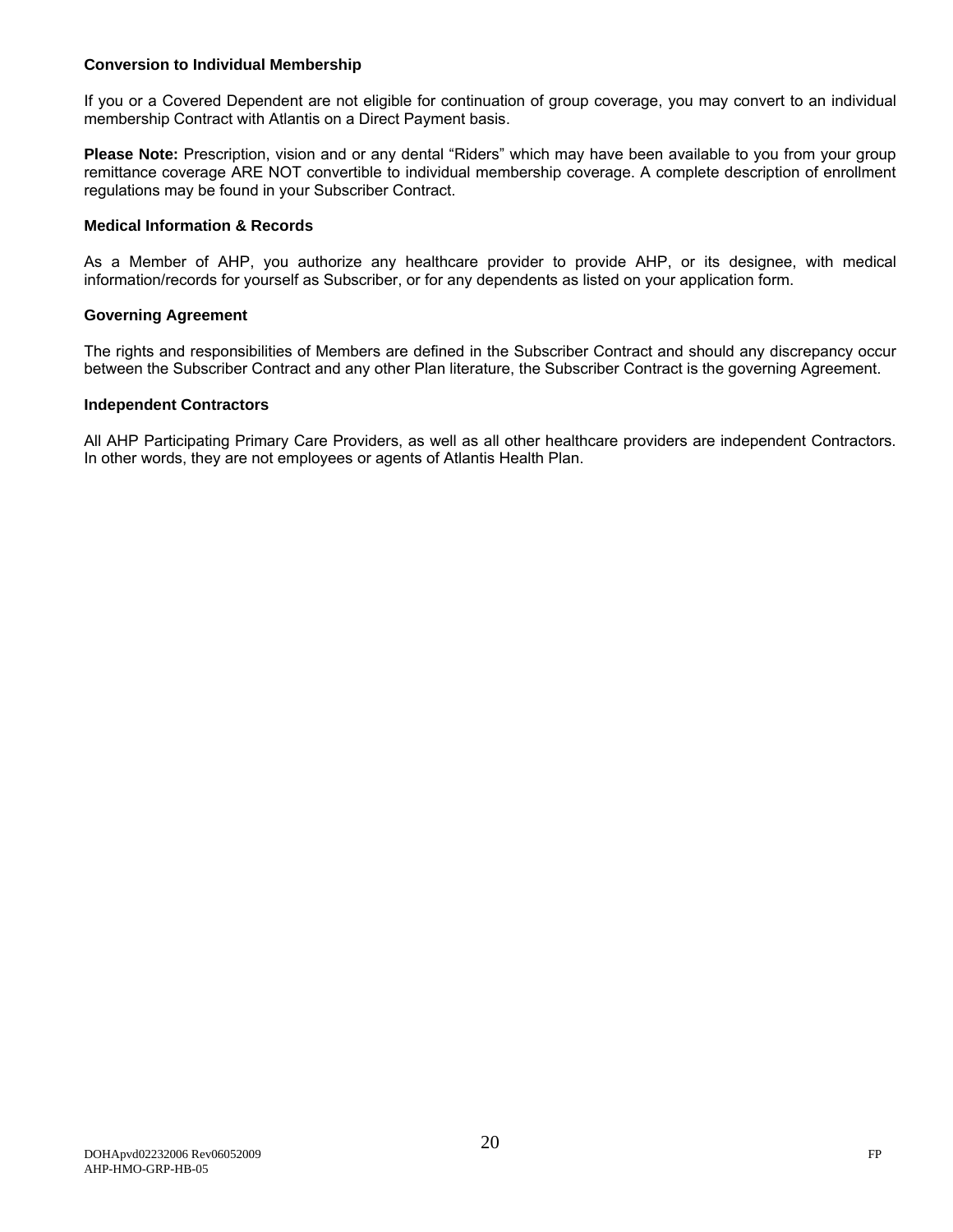### Conversion to Individual Membership

If you or a Covered Dependent are not eligible for continuation of group coverage, you may convert to an individual membership Contract with Atlantis on a Direct Payment basis.

**Please Note:** Prescription, vision and or any dental “Riders” which may have been available to you from your group remittance coverage ARE NOT convertible to individual membership coverage. A complete description of enrollment regulations may be found in your Subscriber Contract.

### Medical Information & Records

As a Member of AHP, you authorize any healthcare provider to provide AHP, or its designee, with medical information/records for yourself as Subscriber, or for any dependents as listed on your application form.

### Governing Agreement

The rights and responsibilities of Members are defined in the Subscriber Contract and should any discrepancy occur between the Subscriber Contract and any other Plan literature, the Subscriber Contract is the governing Agreement.

### Independent Contractors

All AHP Participating Primary Care Providers, as well as all other healthcare providers are independent Contractors. In other words, they are not employees or agents of Atlantis Health Plan.